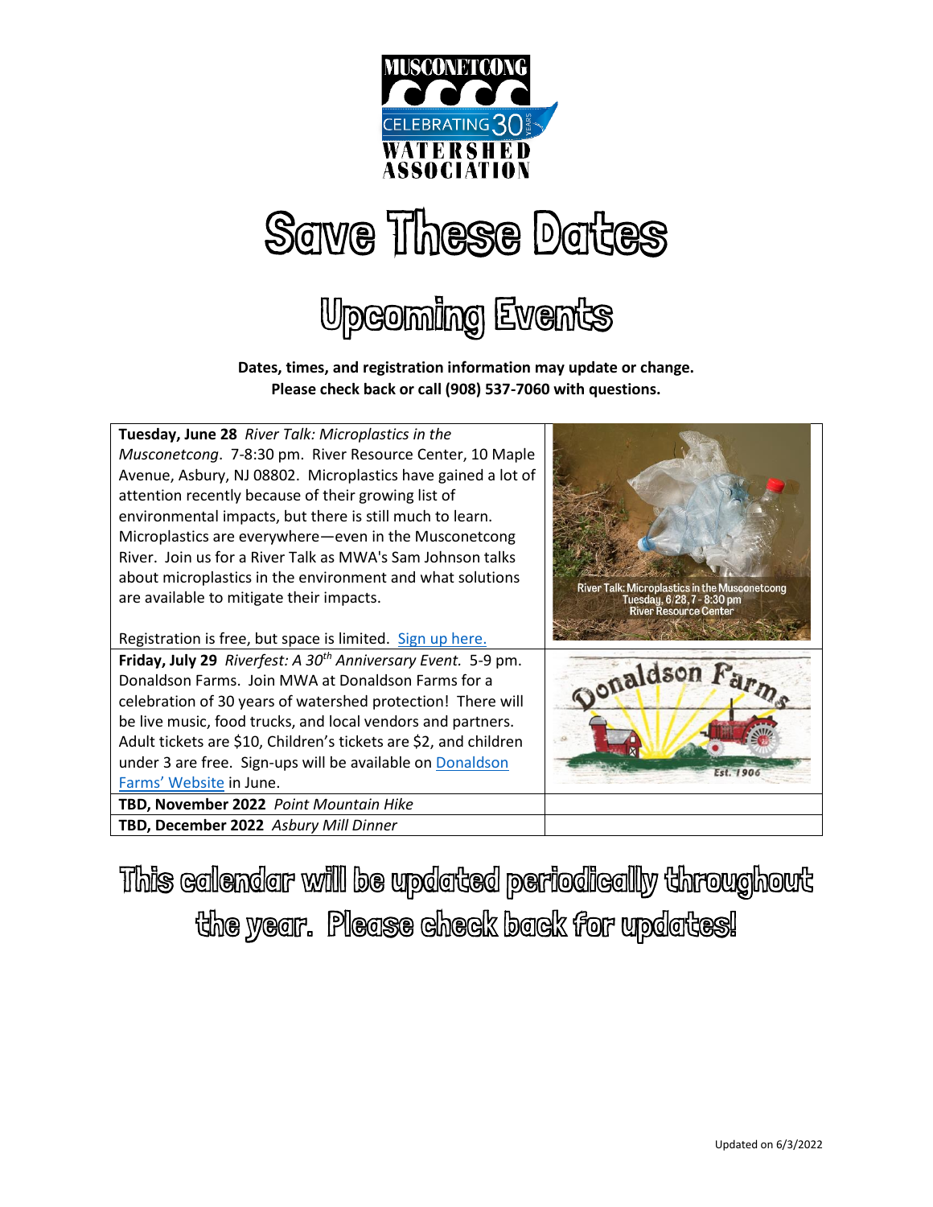MUSCONETCONG

CELEBRATING 30 YEARS

WATERSHED ASSOCIATION

# Save These Dates

## Upcoming Events

**Dates, times, and registration information may update or change.**
**Please check back or call (908) 537-7060 with questions.**

| | |
|---|---|
| **Tuesday, June 28** *River Talk: Microplastics in the Musconetcong*. 7-8:30 pm. River Resource Center, 10 Maple Avenue, Asbury, NJ 08802. Microplastics have gained a lot of attention recently because of their growing list of environmental impacts, but there is still much to learn. Microplastics are everywhere—even in the Musconetcong River. Join us for a River Talk as MWA's Sam Johnson talks about microplastics in the environment and what solutions are available to mitigate their impacts.<br><br>Registration is free, but space is limited. [Sign up here.] | River Talk: Microplastics in the Musconetcong<br>Tuesday, 6/28, 7 - 8:30 pm<br>River Resource Center |
| **Friday, July 29** *Riverfest: A 30th Anniversary Event.* 5-9 pm. Donaldson Farms. Join MWA at Donaldson Farms for a celebration of 30 years of watershed protection! There will be live music, food trucks, and local vendors and partners. Adult tickets are $10, Children's tickets are $2, and children under 3 are free. Sign-ups will be available on [Donaldson Farms' Website] in June. | Donaldson Farms<br>Est. 1906 |
| **TBD, November 2022** *Point Mountain Hike* | |
| **TBD, December 2022** *Asbury Mill Dinner* | |

## This calendar will be updated periodically throughout the year. Please check back for updates!

Updated on 6/3/2022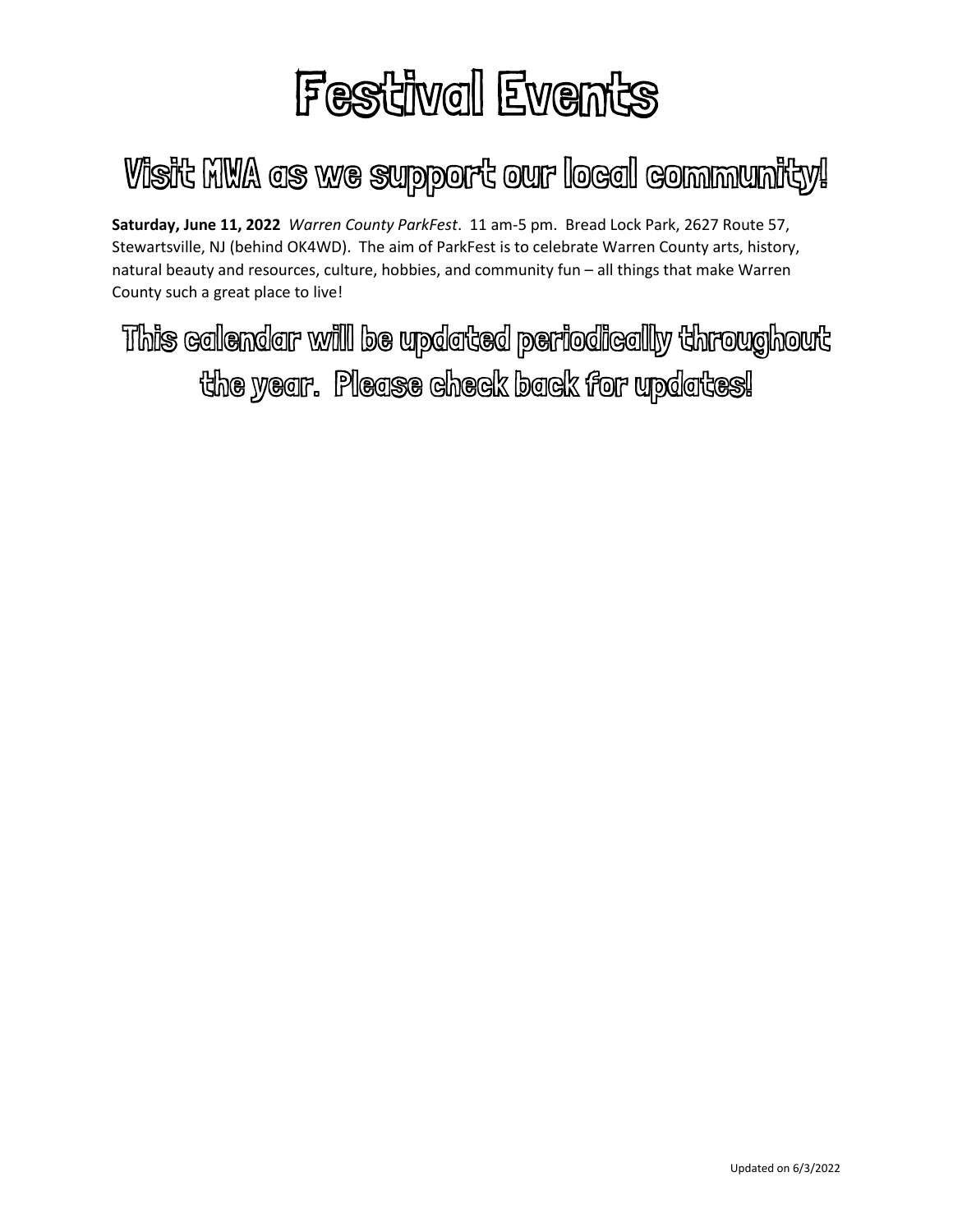# Festival Events

## Visit MWA as we support our local community!

**Saturday, June 11, 2022** *Warren County ParkFest*. 11 am-5 pm. Bread Lock Park, 2627 Route 57, Stewartsville, NJ (behind OK4WD). The aim of ParkFest is to celebrate Warren County arts, history, natural beauty and resources, culture, hobbies, and community fun – all things that make Warren County such a great place to live!

## This calendar will be updated periodically throughout the year. Please check back for updates!

Updated on 6/3/2022